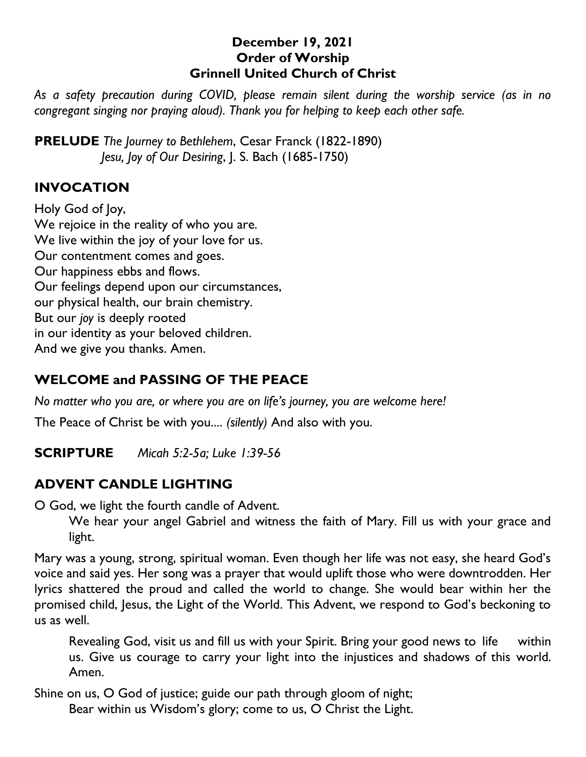**December 19, 2021**
**Order of Worship**
**Grinnell United Church of Christ**

*As a safety precaution during COVID, please remain silent during the worship service (as in no congregant singing nor praying aloud). Thank you for helping to keep each other safe.*

**PRELUDE** *The Journey to Bethlehem*, Cesar Franck (1822-1890)
*Jesu, Joy of Our Desiring*, J. S. Bach (1685-1750)

## INVOCATION

Holy God of Joy,
We rejoice in the reality of who you are.
We live within the joy of your love for us.
Our contentment comes and goes.
Our happiness ebbs and flows.
Our feelings depend upon our circumstances,
our physical health, our brain chemistry.
But our *joy* is deeply rooted
in our identity as your beloved children.
And we give you thanks. Amen.

## WELCOME and PASSING OF THE PEACE

*No matter who you are, or where you are on life's journey, you are welcome here!*

The Peace of Christ be with you.... *(silently)* And also with you.

**SCRIPTURE** *Micah 5:2-5a; Luke 1:39-56*

## ADVENT CANDLE LIGHTING

O God, we light the fourth candle of Advent.

We hear your angel Gabriel and witness the faith of Mary. Fill us with your grace and light.

Mary was a young, strong, spiritual woman. Even though her life was not easy, she heard God's voice and said yes. Her song was a prayer that would uplift those who were downtrodden. Her lyrics shattered the proud and called the world to change. She would bear within her the promised child, Jesus, the Light of the World. This Advent, we respond to God's beckoning to us as well.

Revealing God, visit us and fill us with your Spirit. Bring your good news to life within us. Give us courage to carry your light into the injustices and shadows of this world. Amen.

Shine on us, O God of justice; guide our path through gloom of night;
Bear within us Wisdom's glory; come to us, O Christ the Light.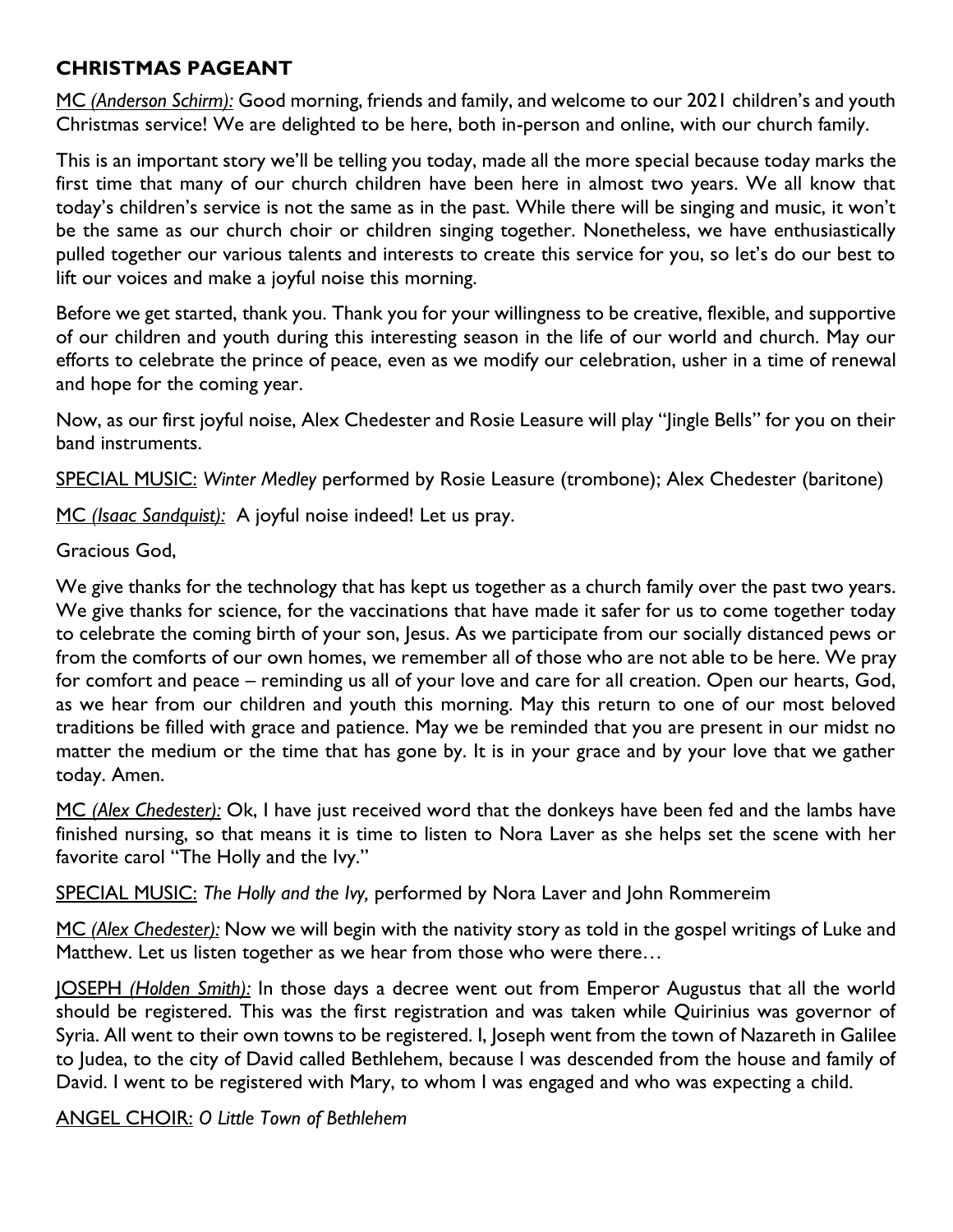## CHRISTMAS PAGEANT

MC *(Anderson Schirm):* Good morning, friends and family, and welcome to our 2021 children's and youth Christmas service! We are delighted to be here, both in-person and online, with our church family.

This is an important story we'll be telling you today, made all the more special because today marks the first time that many of our church children have been here in almost two years. We all know that today's children's service is not the same as in the past. While there will be singing and music, it won't be the same as our church choir or children singing together. Nonetheless, we have enthusiastically pulled together our various talents and interests to create this service for you, so let's do our best to lift our voices and make a joyful noise this morning.

Before we get started, thank you. Thank you for your willingness to be creative, flexible, and supportive of our children and youth during this interesting season in the life of our world and church. May our efforts to celebrate the prince of peace, even as we modify our celebration, usher in a time of renewal and hope for the coming year.

Now, as our first joyful noise, Alex Chedester and Rosie Leasure will play "Jingle Bells" for you on their band instruments.

SPECIAL MUSIC: *Winter Medley* performed by Rosie Leasure (trombone); Alex Chedester (baritone)

MC *(Isaac Sandquist):* A joyful noise indeed! Let us pray.

Gracious God,

We give thanks for the technology that has kept us together as a church family over the past two years. We give thanks for science, for the vaccinations that have made it safer for us to come together today to celebrate the coming birth of your son, Jesus. As we participate from our socially distanced pews or from the comforts of our own homes, we remember all of those who are not able to be here. We pray for comfort and peace – reminding us all of your love and care for all creation. Open our hearts, God, as we hear from our children and youth this morning. May this return to one of our most beloved traditions be filled with grace and patience. May we be reminded that you are present in our midst no matter the medium or the time that has gone by. It is in your grace and by your love that we gather today. Amen.

MC *(Alex Chedester):* Ok, I have just received word that the donkeys have been fed and the lambs have finished nursing, so that means it is time to listen to Nora Laver as she helps set the scene with her favorite carol "The Holly and the Ivy."

SPECIAL MUSIC: *The Holly and the Ivy,* performed by Nora Laver and John Rommereim

MC *(Alex Chedester):* Now we will begin with the nativity story as told in the gospel writings of Luke and Matthew. Let us listen together as we hear from those who were there…

JOSEPH *(Holden Smith):* In those days a decree went out from Emperor Augustus that all the world should be registered. This was the first registration and was taken while Quirinius was governor of Syria. All went to their own towns to be registered. I, Joseph went from the town of Nazareth in Galilee to Judea, to the city of David called Bethlehem, because I was descended from the house and family of David. I went to be registered with Mary, to whom I was engaged and who was expecting a child.

ANGEL CHOIR: *O Little Town of Bethlehem*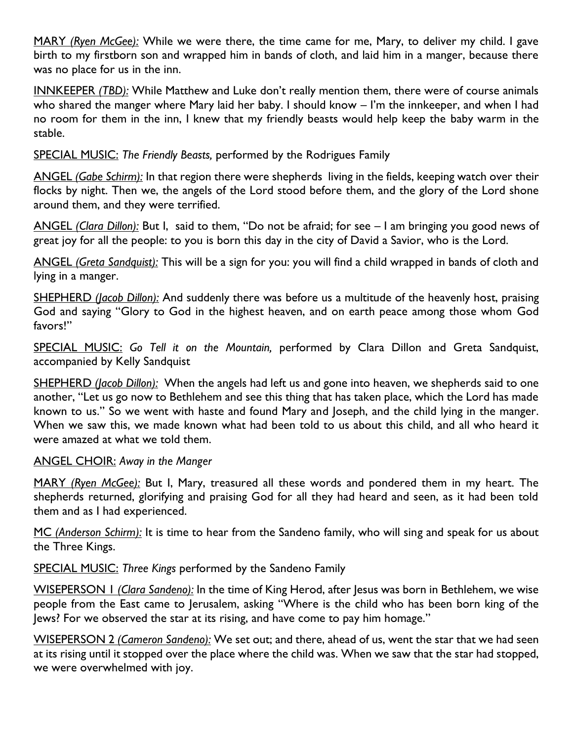<u>MARY</u> *(Ryen McGee):* While we were there, the time came for me, Mary, to deliver my child. I gave birth to my firstborn son and wrapped him in bands of cloth, and laid him in a manger, because there was no place for us in the inn.

<u>INNKEEPER</u> *(TBD):* While Matthew and Luke don't really mention them, there were of course animals who shared the manger where Mary laid her baby. I should know – I'm the innkeeper, and when I had no room for them in the inn, I knew that my friendly beasts would help keep the baby warm in the stable.

<u>SPECIAL MUSIC:</u> *The Friendly Beasts,* performed by the Rodrigues Family

<u>ANGEL</u> *(Gabe Schirm):* In that region there were shepherds living in the fields, keeping watch over their flocks by night. Then we, the angels of the Lord stood before them, and the glory of the Lord shone around them, and they were terrified.

<u>ANGEL</u> *(Clara Dillon):* But I, said to them, "Do not be afraid; for see – I am bringing you good news of great joy for all the people: to you is born this day in the city of David a Savior, who is the Lord.

<u>ANGEL</u> *(Greta Sandquist):* This will be a sign for you: you will find a child wrapped in bands of cloth and lying in a manger.

<u>SHEPHERD</u> *(Jacob Dillon):* And suddenly there was before us a multitude of the heavenly host, praising God and saying "Glory to God in the highest heaven, and on earth peace among those whom God favors!"

<u>SPECIAL MUSIC:</u> *Go Tell it on the Mountain,* performed by Clara Dillon and Greta Sandquist, accompanied by Kelly Sandquist

<u>SHEPHERD</u> *(Jacob Dillon):* When the angels had left us and gone into heaven, we shepherds said to one another, "Let us go now to Bethlehem and see this thing that has taken place, which the Lord has made known to us." So we went with haste and found Mary and Joseph, and the child lying in the manger. When we saw this, we made known what had been told to us about this child, and all who heard it were amazed at what we told them.

<u>ANGEL CHOIR:</u> *Away in the Manger*

<u>MARY</u> *(Ryen McGee):* But I, Mary, treasured all these words and pondered them in my heart. The shepherds returned, glorifying and praising God for all they had heard and seen, as it had been told them and as I had experienced.

<u>MC</u> *(Anderson Schirm):* It is time to hear from the Sandeno family, who will sing and speak for us about the Three Kings.

<u>SPECIAL MUSIC:</u> *Three Kings* performed by the Sandeno Family

<u>WISEPERSON 1</u> *(Clara Sandeno):* In the time of King Herod, after Jesus was born in Bethlehem, we wise people from the East came to Jerusalem, asking "Where is the child who has been born king of the Jews? For we observed the star at its rising, and have come to pay him homage."

<u>WISEPERSON 2</u> *(Cameron Sandeno):* We set out; and there, ahead of us, went the star that we had seen at its rising until it stopped over the place where the child was. When we saw that the star had stopped, we were overwhelmed with joy.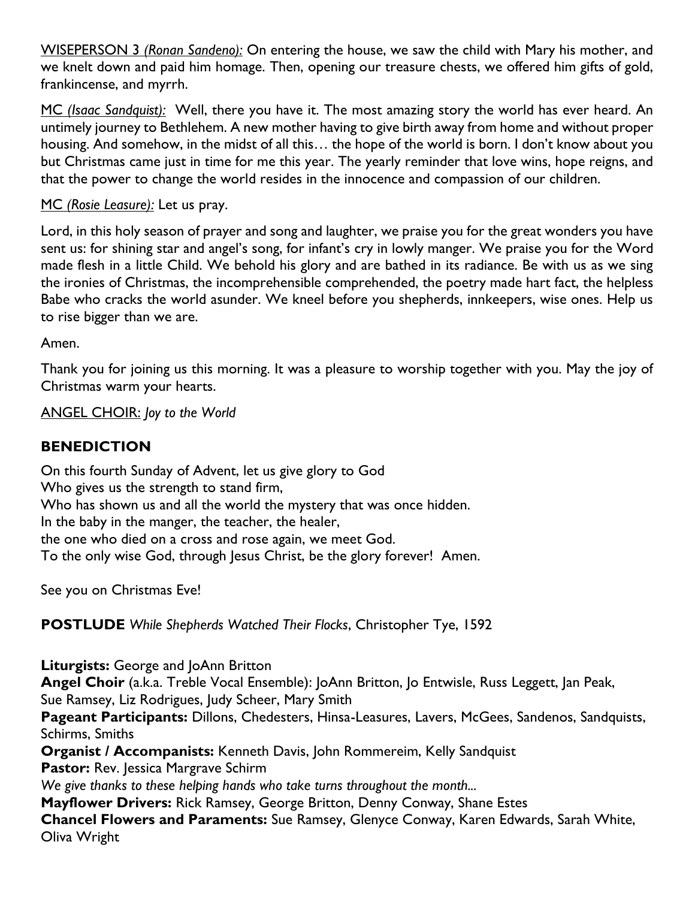<u>WISEPERSON 3</u> *(Ronan Sandeno):* On entering the house, we saw the child with Mary his mother, and we knelt down and paid him homage. Then, opening our treasure chests, we offered him gifts of gold, frankincense, and myrrh.

<u>MC</u> *(Isaac Sandquist):* Well, there you have it. The most amazing story the world has ever heard. An untimely journey to Bethlehem. A new mother having to give birth away from home and without proper housing. And somehow, in the midst of all this… the hope of the world is born. I don't know about you but Christmas came just in time for me this year. The yearly reminder that love wins, hope reigns, and that the power to change the world resides in the innocence and compassion of our children.

<u>MC</u> *(Rosie Leasure):* Let us pray.

Lord, in this holy season of prayer and song and laughter, we praise you for the great wonders you have sent us: for shining star and angel's song, for infant's cry in lowly manger. We praise you for the Word made flesh in a little Child. We behold his glory and are bathed in its radiance. Be with us as we sing the ironies of Christmas, the incomprehensible comprehended, the poetry made hart fact, the helpless Babe who cracks the world asunder. We kneel before you shepherds, innkeepers, wise ones. Help us to rise bigger than we are.

Amen.

Thank you for joining us this morning. It was a pleasure to worship together with you. May the joy of Christmas warm your hearts.

<u>ANGEL CHOIR:</u> *Joy to the World*

## BENEDICTION

On this fourth Sunday of Advent, let us give glory to God  
Who gives us the strength to stand firm,  
Who has shown us and all the world the mystery that was once hidden.  
In the baby in the manger, the teacher, the healer,  
the one who died on a cross and rose again, we meet God.  
To the only wise God, through Jesus Christ, be the glory forever! Amen.

See you on Christmas Eve!

**POSTLUDE** *While Shepherds Watched Their Flocks*, Christopher Tye, 1592

**Liturgists:** George and JoAnn Britton  
**Angel Choir** (a.k.a. Treble Vocal Ensemble): JoAnn Britton, Jo Entwisle, Russ Leggett, Jan Peak, Sue Ramsey, Liz Rodrigues, Judy Scheer, Mary Smith  
**Pageant Participants:** Dillons, Chedesters, Hinsa-Leasures, Lavers, McGees, Sandenos, Sandquists, Schirms, Smiths  
**Organist / Accompanists:** Kenneth Davis, John Rommereim, Kelly Sandquist  
**Pastor:** Rev. Jessica Margrave Schirm  
*We give thanks to these helping hands who take turns throughout the month...*  
**Mayflower Drivers:** Rick Ramsey, George Britton, Denny Conway, Shane Estes  
**Chancel Flowers and Paraments:** Sue Ramsey, Glenyce Conway, Karen Edwards, Sarah White, Oliva Wright